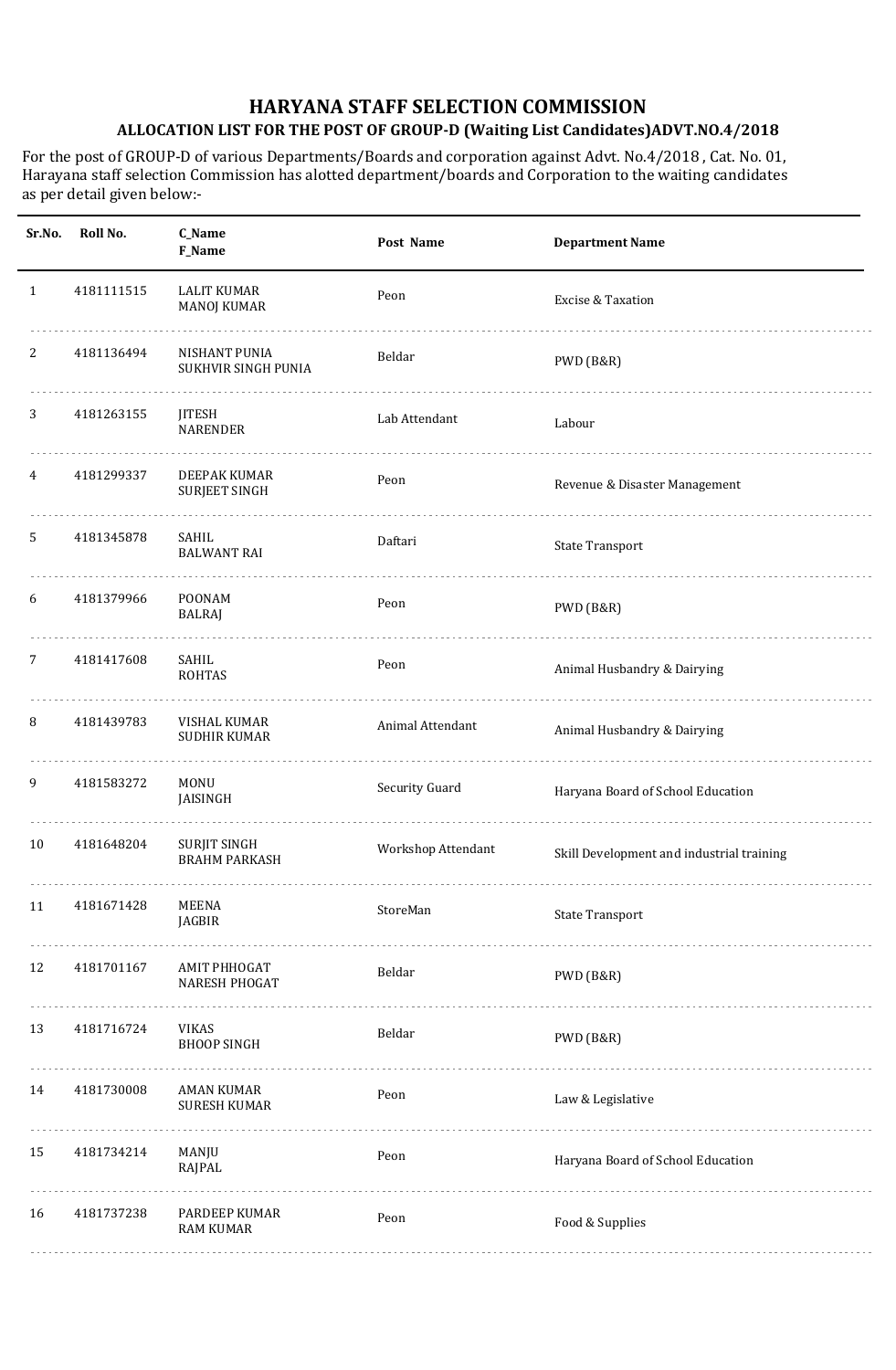# HARYANA STAFF SELECTION COMMISSION

## ALLOCATION LIST FOR THE POST OF GROUP-D (Waiting List Candidates)ADVT.NO.4/2018

For the post of GROUP-D of various Departments/Boards and corporation against Advt. No.4/2018 , Cat. No. 01, Harayana staff selection Commission has alotted department/boards and Corporation to the waiting candidates as per detail given below:-

| Sr.No. | Roll No. | C_Name<br>F_Name | Post Name | Department Name |
|---|---|---|---|---|
| 1 | 4181111515 | LALIT KUMAR<br>MANOJ KUMAR | Peon | Excise & Taxation |
| 2 | 4181136494 | NISHANT PUNIA<br>SUKHVIR SINGH PUNIA | Beldar | PWD (B&R) |
| 3 | 4181263155 | JITESH<br>NARENDER | Lab Attendant | Labour |
| 4 | 4181299337 | DEEPAK KUMAR<br>SURJEET SINGH | Peon | Revenue & Disaster Management |
| 5 | 4181345878 | SAHIL<br>BALWANT RAI | Daftari | State Transport |
| 6 | 4181379966 | POONAM<br>BALRAJ | Peon | PWD (B&R) |
| 7 | 4181417608 | SAHIL<br>ROHTAS | Peon | Animal Husbandry & Dairying |
| 8 | 4181439783 | VISHAL KUMAR<br>SUDHIR KUMAR | Animal Attendant | Animal Husbandry & Dairying |
| 9 | 4181583272 | MONU<br>JAISINGH | Security Guard | Haryana Board of School Education |
| 10 | 4181648204 | SURJIT SINGH<br>BRAHM PARKASH | Workshop Attendant | Skill Development and industrial training |
| 11 | 4181671428 | MEENA<br>JAGBIR | StoreMan | State Transport |
| 12 | 4181701167 | AMIT PHHOGAT<br>NARESH PHOGAT | Beldar | PWD (B&R) |
| 13 | 4181716724 | VIKAS<br>BHOOP SINGH | Beldar | PWD (B&R) |
| 14 | 4181730008 | AMAN KUMAR<br>SURESH KUMAR | Peon | Law & Legislative |
| 15 | 4181734214 | MANJU<br>RAJPAL | Peon | Haryana Board of School Education |
| 16 | 4181737238 | PARDEEP KUMAR<br>RAM KUMAR | Peon | Food & Supplies |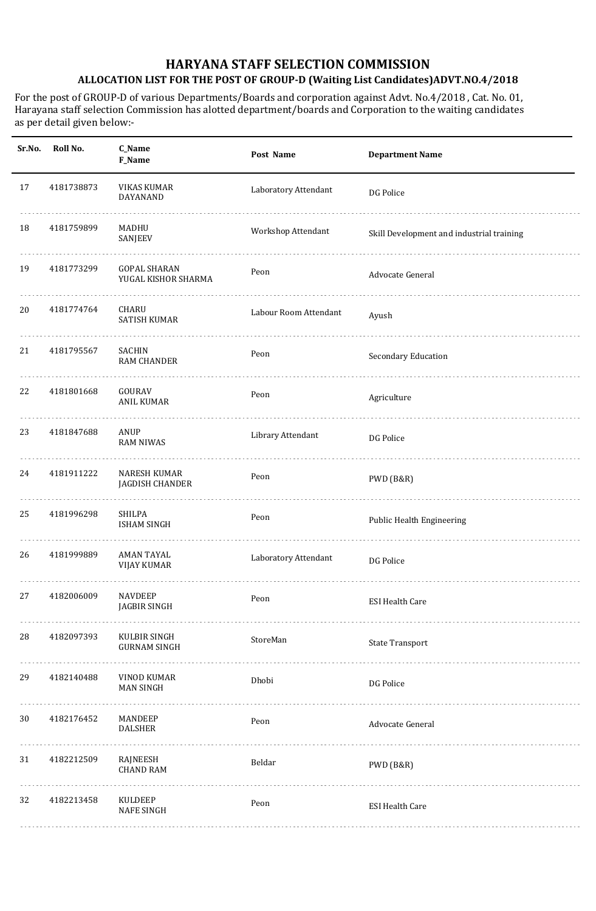# HARYANA STAFF SELECTION COMMISSION

## ALLOCATION LIST FOR THE POST OF GROUP-D (Waiting List Candidates)ADVT.NO.4/2018

For the post of GROUP-D of various Departments/Boards and corporation against Advt. No.4/2018 , Cat. No. 01, Harayana staff selection Commission has alotted department/boards and Corporation to the waiting candidates as per detail given below:-

| Sr.No. | Roll No. | C_Name<br>F_Name | Post Name | Department Name |
|---|---|---|---|---|
| 17 | 4181738873 | VIKAS KUMAR<br>DAYANAND | Laboratory Attendant | DG Police |
| 18 | 4181759899 | MADHU<br>SANJEEV | Workshop Attendant | Skill Development and industrial training |
| 19 | 4181773299 | GOPAL SHARAN<br>YUGAL KISHOR SHARMA | Peon | Advocate General |
| 20 | 4181774764 | CHARU<br>SATISH KUMAR | Labour Room Attendant | Ayush |
| 21 | 4181795567 | SACHIN<br>RAM CHANDER | Peon | Secondary Education |
| 22 | 4181801668 | GOURAV<br>ANIL KUMAR | Peon | Agriculture |
| 23 | 4181847688 | ANUP<br>RAM NIWAS | Library Attendant | DG Police |
| 24 | 4181911222 | NARESH KUMAR<br>JAGDISH CHANDER | Peon | PWD (B&R) |
| 25 | 4181996298 | SHILPA<br>ISHAM SINGH | Peon | Public Health Engineering |
| 26 | 4181999889 | AMAN TAYAL<br>VIJAY KUMAR | Laboratory Attendant | DG Police |
| 27 | 4182006009 | NAVDEEP<br>JAGBIR SINGH | Peon | ESI Health Care |
| 28 | 4182097393 | KULBIR SINGH<br>GURNAM SINGH | StoreMan | State Transport |
| 29 | 4182140488 | VINOD KUMAR<br>MAN SINGH | Dhobi | DG Police |
| 30 | 4182176452 | MANDEEP<br>DALSHER | Peon | Advocate General |
| 31 | 4182212509 | RAJNEESH<br>CHAND RAM | Beldar | PWD (B&R) |
| 32 | 4182213458 | KULDEEP<br>NAFE SINGH | Peon | ESI Health Care |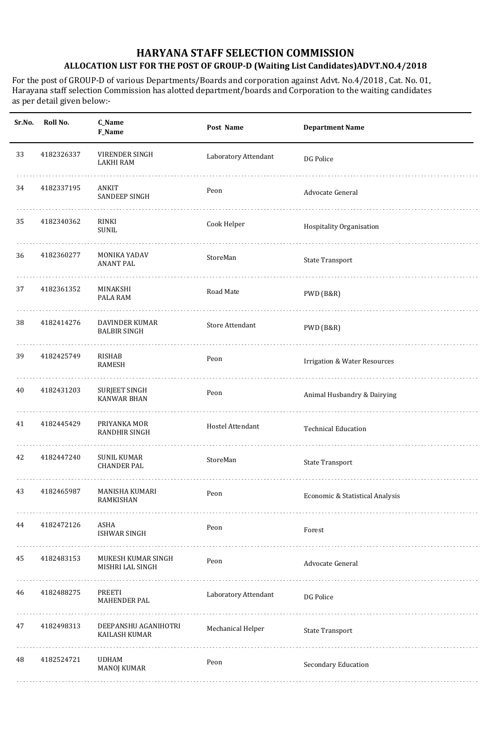# HARYANA STAFF SELECTION COMMISSION

## ALLOCATION LIST FOR THE POST OF GROUP-D (Waiting List Candidates)ADVT.NO.4/2018

For the post of GROUP-D of various Departments/Boards and corporation against Advt. No.4/2018 , Cat. No. 01, Harayana staff selection Commission has alotted department/boards and Corporation to the waiting candidates as per detail given below:-

| Sr.No. | Roll No. | C_Name<br>F_Name | Post Name | Department Name |
|---|---|---|---|---|
| 33 | 4182326337 | VIRENDER SINGH<br>LAKHI RAM | Laboratory Attendant | DG Police |
| 34 | 4182337195 | ANKIT<br>SANDEEP SINGH | Peon | Advocate General |
| 35 | 4182340362 | RINKI<br>SUNIL | Cook Helper | Hospitality Organisation |
| 36 | 4182360277 | MONIKA YADAV<br>ANANT PAL | StoreMan | State Transport |
| 37 | 4182361352 | MINAKSHI<br>PALA RAM | Road Mate | PWD (B&R) |
| 38 | 4182414276 | DAVINDER KUMAR<br>BALBIR SINGH | Store Attendant | PWD (B&R) |
| 39 | 4182425749 | RISHAB<br>RAMESH | Peon | Irrigation & Water Resources |
| 40 | 4182431203 | SURJEET SINGH<br>KANWAR BHAN | Peon | Animal Husbandry & Dairying |
| 41 | 4182445429 | PRIYANKA MOR<br>RANDHIR SINGH | Hostel Attendant | Technical Education |
| 42 | 4182447240 | SUNIL KUMAR<br>CHANDER PAL | StoreMan | State Transport |
| 43 | 4182465987 | MANISHA KUMARI<br>RAMKISHAN | Peon | Economic & Statistical Analysis |
| 44 | 4182472126 | ASHA<br>ISHWAR SINGH | Peon | Forest |
| 45 | 4182483153 | MUKESH KUMAR SINGH<br>MISHRI LAL SINGH | Peon | Advocate General |
| 46 | 4182488275 | PREETI<br>MAHENDER PAL | Laboratory Attendant | DG Police |
| 47 | 4182498313 | DEEPANSHU AGANIHOTRI<br>KAILASH KUMAR | Mechanical Helper | State Transport |
| 48 | 4182524721 | UDHAM<br>MANOJ KUMAR | Peon | Secondary Education |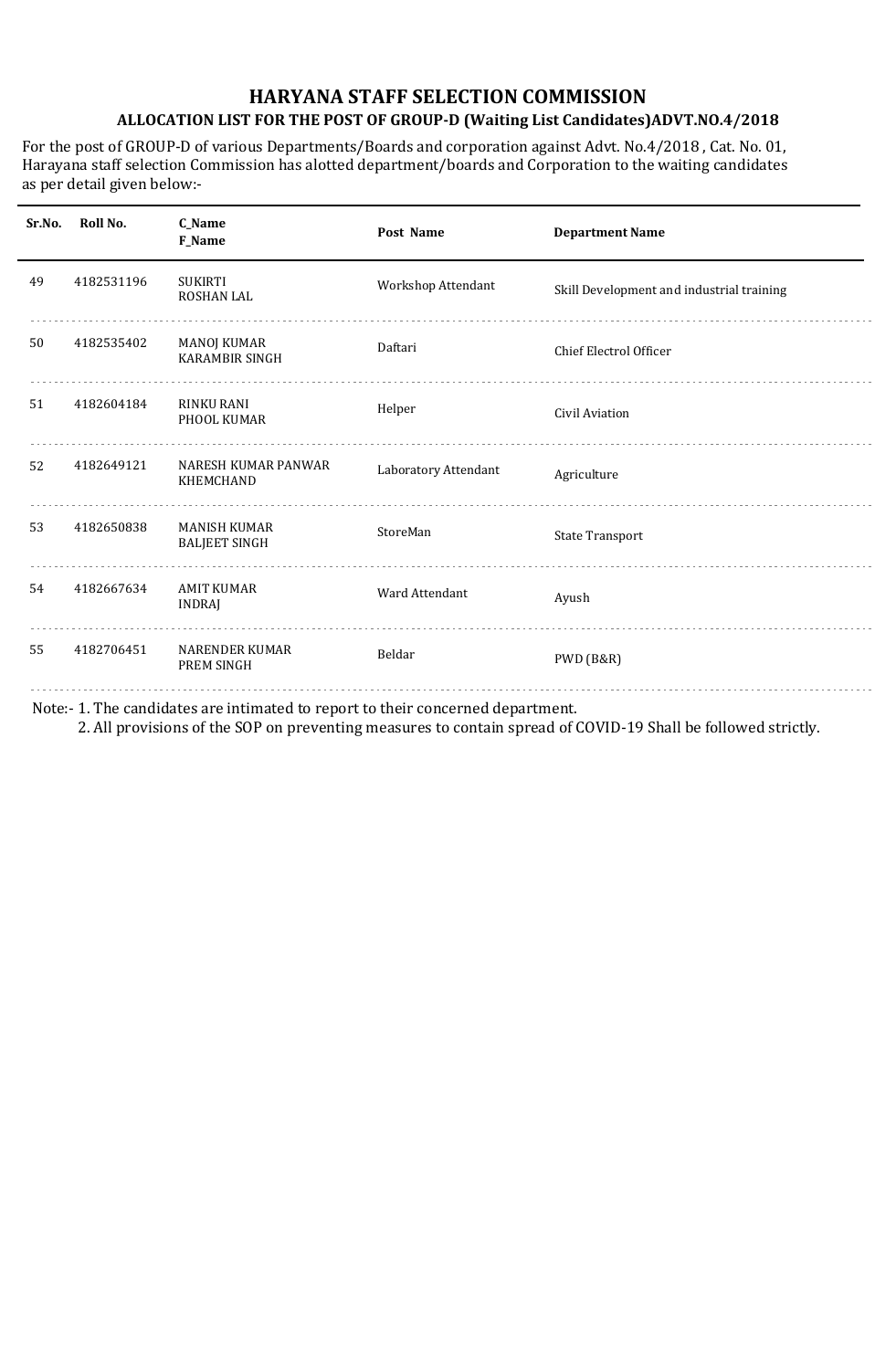# HARYANA STAFF SELECTION COMMISSION

## ALLOCATION LIST FOR THE POST OF GROUP-D (Waiting List Candidates)ADVT.NO.4/2018

For the post of GROUP-D of various Departments/Boards and corporation against Advt. No.4/2018 , Cat. No. 01, Harayana staff selection Commission has alotted department/boards and Corporation to the waiting candidates as per detail given below:-

| Sr.No. | Roll No. | C_Name<br>F_Name | Post Name | Department Name |
|---|---|---|---|---|
| 49 | 4182531196 | SUKIRTI<br>ROSHAN LAL | Workshop Attendant | Skill Development and industrial training |
| 50 | 4182535402 | MANOJ KUMAR<br>KARAMBIR SINGH | Daftari | Chief Electrol Officer |
| 51 | 4182604184 | RINKU RANI<br>PHOOL KUMAR | Helper | Civil Aviation |
| 52 | 4182649121 | NARESH KUMAR PANWAR<br>KHEMCHAND | Laboratory Attendant | Agriculture |
| 53 | 4182650838 | MANISH KUMAR<br>BALJEET SINGH | StoreMan | State Transport |
| 54 | 4182667634 | AMIT KUMAR<br>INDRAJ | Ward Attendant | Ayush |
| 55 | 4182706451 | NARENDER KUMAR<br>PREM SINGH | Beldar | PWD (B&R) |

Note:- 1. The candidates are intimated to report to their concerned department.

2. All provisions of the SOP on preventing measures to contain spread of COVID-19 Shall be followed strictly.